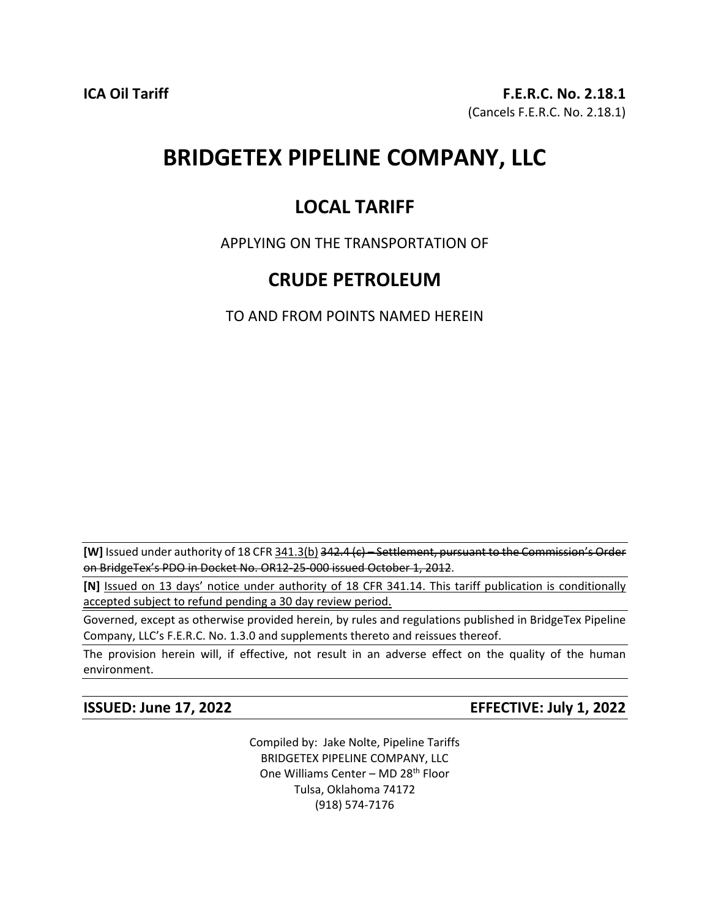**ICA Oil Tariff** **F.E.R.C. No. 2.18.1**

(Cancels F.E.R.C. No. 2.18.1)

# BRIDGETEX PIPELINE COMPANY, LLC

## LOCAL TARIFF

APPLYING ON THE TRANSPORTATION OF

## CRUDE PETROLEUM

TO AND FROM POINTS NAMED HEREIN

**[W]** Issued under authority of 18 CFR <u>341.3(b)</u> ~~342.4 (c) – Settlement, pursuant to the Commission's Order on BridgeTex's PDO in Docket No. OR12-25-000 issued October 1, 2012~~.

**[N]** <u>Issued on 13 days' notice under authority of 18 CFR 341.14. This tariff publication is conditionally accepted subject to refund pending a 30 day review period.</u>

Governed, except as otherwise provided herein, by rules and regulations published in BridgeTex Pipeline Company, LLC's F.E.R.C. No. 1.3.0 and supplements thereto and reissues thereof.

The provision herein will, if effective, not result in an adverse effect on the quality of the human environment.

**ISSUED: June 17, 2022** **EFFECTIVE: July 1, 2022**

Compiled by: Jake Nolte, Pipeline Tariffs
BRIDGETEX PIPELINE COMPANY, LLC
One Williams Center – MD 28th Floor
Tulsa, Oklahoma 74172
(918) 574-7176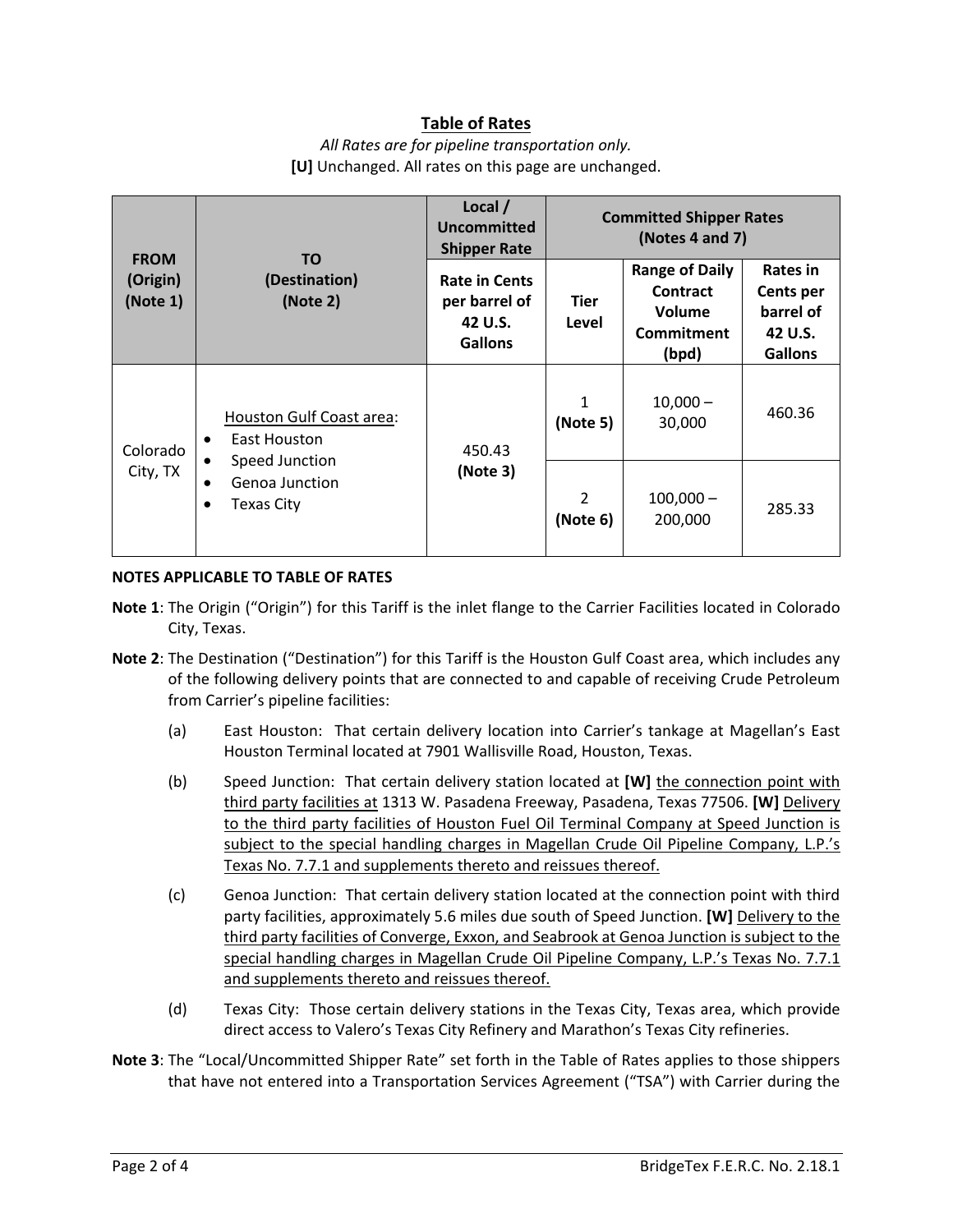## Table of Rates

*All Rates are for pipeline transportation only.*

**[U]** Unchanged. All rates on this page are unchanged.

| FROM (Origin) (Note 1) | TO (Destination) (Note 2) | Local / Uncommitted Shipper Rate | Committed Shipper Rates (Notes 4 and 7) | | |
|---|---|---|---|---|---|
| | | Rate in Cents per barrel of 42 U.S. Gallons | Tier Level | Range of Daily Contract Volume Commitment (bpd) | Rates in Cents per barrel of 42 U.S. Gallons |
| Colorado City, TX | Houston Gulf Coast area: • East Houston • Speed Junction • Genoa Junction • Texas City | 450.43 **(Note 3)** | 1 **(Note 5)** | 10,000 – 30,000 | 460.36 |
| | | | 2 **(Note 6)** | 100,000 – 200,000 | 285.33 |

**NOTES APPLICABLE TO TABLE OF RATES**

**Note 1**: The Origin ("Origin") for this Tariff is the inlet flange to the Carrier Facilities located in Colorado City, Texas.

**Note 2**: The Destination ("Destination") for this Tariff is the Houston Gulf Coast area, which includes any of the following delivery points that are connected to and capable of receiving Crude Petroleum from Carrier's pipeline facilities:

(a) East Houston: That certain delivery location into Carrier's tankage at Magellan's East Houston Terminal located at 7901 Wallisville Road, Houston, Texas.

(b) Speed Junction: That certain delivery station located at **[W]** <u>the connection point with third party facilities at</u> 1313 W. Pasadena Freeway, Pasadena, Texas 77506. **[W]** <u>Delivery to the third party facilities of Houston Fuel Oil Terminal Company at Speed Junction is subject to the special handling charges in Magellan Crude Oil Pipeline Company, L.P.'s Texas No. 7.7.1 and supplements thereto and reissues thereof.</u>

(c) Genoa Junction: That certain delivery station located at the connection point with third party facilities, approximately 5.6 miles due south of Speed Junction. **[W]** <u>Delivery to the third party facilities of Converge, Exxon, and Seabrook at Genoa Junction is subject to the special handling charges in Magellan Crude Oil Pipeline Company, L.P.'s Texas No. 7.7.1 and supplements thereto and reissues thereof.</u>

(d) Texas City: Those certain delivery stations in the Texas City, Texas area, which provide direct access to Valero's Texas City Refinery and Marathon's Texas City refineries.

**Note 3**: The "Local/Uncommitted Shipper Rate" set forth in the Table of Rates applies to those shippers that have not entered into a Transportation Services Agreement ("TSA") with Carrier during the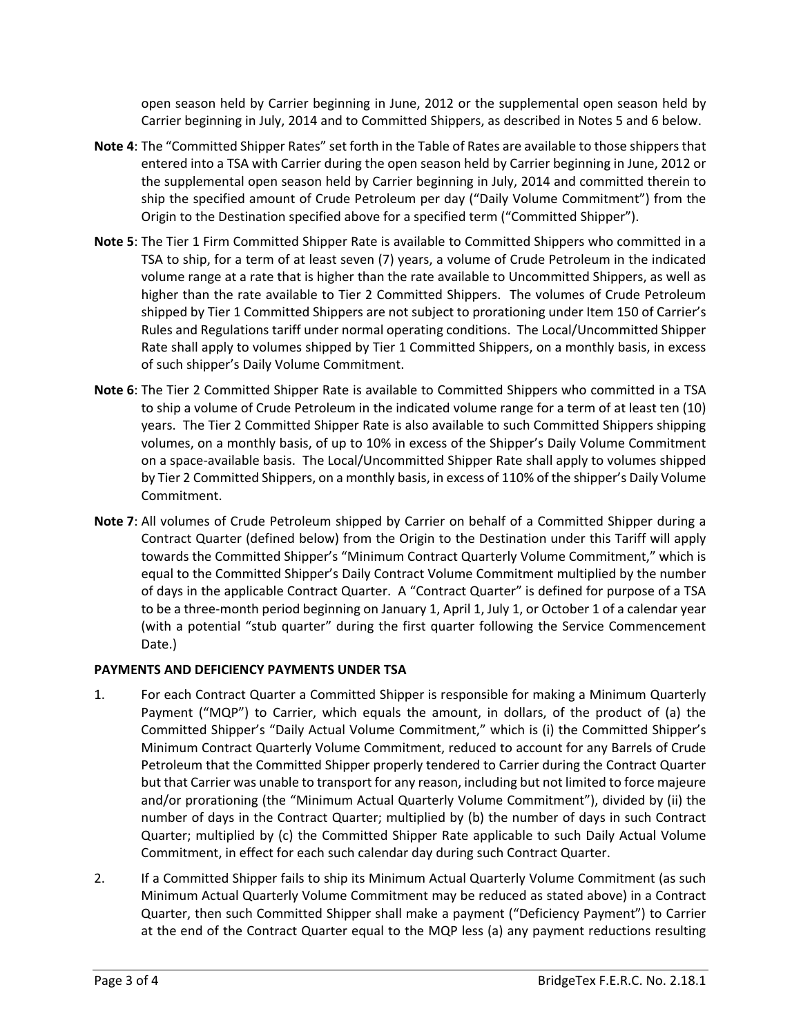open season held by Carrier beginning in June, 2012 or the supplemental open season held by Carrier beginning in July, 2014 and to Committed Shippers, as described in Notes 5 and 6 below.

**Note 4**: The "Committed Shipper Rates" set forth in the Table of Rates are available to those shippers that entered into a TSA with Carrier during the open season held by Carrier beginning in June, 2012 or the supplemental open season held by Carrier beginning in July, 2014 and committed therein to ship the specified amount of Crude Petroleum per day ("Daily Volume Commitment") from the Origin to the Destination specified above for a specified term ("Committed Shipper").

**Note 5**: The Tier 1 Firm Committed Shipper Rate is available to Committed Shippers who committed in a TSA to ship, for a term of at least seven (7) years, a volume of Crude Petroleum in the indicated volume range at a rate that is higher than the rate available to Uncommitted Shippers, as well as higher than the rate available to Tier 2 Committed Shippers. The volumes of Crude Petroleum shipped by Tier 1 Committed Shippers are not subject to prorationing under Item 150 of Carrier's Rules and Regulations tariff under normal operating conditions. The Local/Uncommitted Shipper Rate shall apply to volumes shipped by Tier 1 Committed Shippers, on a monthly basis, in excess of such shipper's Daily Volume Commitment.

**Note 6**: The Tier 2 Committed Shipper Rate is available to Committed Shippers who committed in a TSA to ship a volume of Crude Petroleum in the indicated volume range for a term of at least ten (10) years. The Tier 2 Committed Shipper Rate is also available to such Committed Shippers shipping volumes, on a monthly basis, of up to 10% in excess of the Shipper's Daily Volume Commitment on a space-available basis. The Local/Uncommitted Shipper Rate shall apply to volumes shipped by Tier 2 Committed Shippers, on a monthly basis, in excess of 110% of the shipper's Daily Volume Commitment.

**Note 7**: All volumes of Crude Petroleum shipped by Carrier on behalf of a Committed Shipper during a Contract Quarter (defined below) from the Origin to the Destination under this Tariff will apply towards the Committed Shipper's "Minimum Contract Quarterly Volume Commitment," which is equal to the Committed Shipper's Daily Contract Volume Commitment multiplied by the number of days in the applicable Contract Quarter. A "Contract Quarter" is defined for purpose of a TSA to be a three-month period beginning on January 1, April 1, July 1, or October 1 of a calendar year (with a potential "stub quarter" during the first quarter following the Service Commencement Date.)

**PAYMENTS AND DEFICIENCY PAYMENTS UNDER TSA**

1. For each Contract Quarter a Committed Shipper is responsible for making a Minimum Quarterly Payment ("MQP") to Carrier, which equals the amount, in dollars, of the product of (a) the Committed Shipper's "Daily Actual Volume Commitment," which is (i) the Committed Shipper's Minimum Contract Quarterly Volume Commitment, reduced to account for any Barrels of Crude Petroleum that the Committed Shipper properly tendered to Carrier during the Contract Quarter but that Carrier was unable to transport for any reason, including but not limited to force majeure and/or prorationing (the "Minimum Actual Quarterly Volume Commitment"), divided by (ii) the number of days in the Contract Quarter; multiplied by (b) the number of days in such Contract Quarter; multiplied by (c) the Committed Shipper Rate applicable to such Daily Actual Volume Commitment, in effect for each such calendar day during such Contract Quarter.

2. If a Committed Shipper fails to ship its Minimum Actual Quarterly Volume Commitment (as such Minimum Actual Quarterly Volume Commitment may be reduced as stated above) in a Contract Quarter, then such Committed Shipper shall make a payment ("Deficiency Payment") to Carrier at the end of the Contract Quarter equal to the MQP less (a) any payment reductions resulting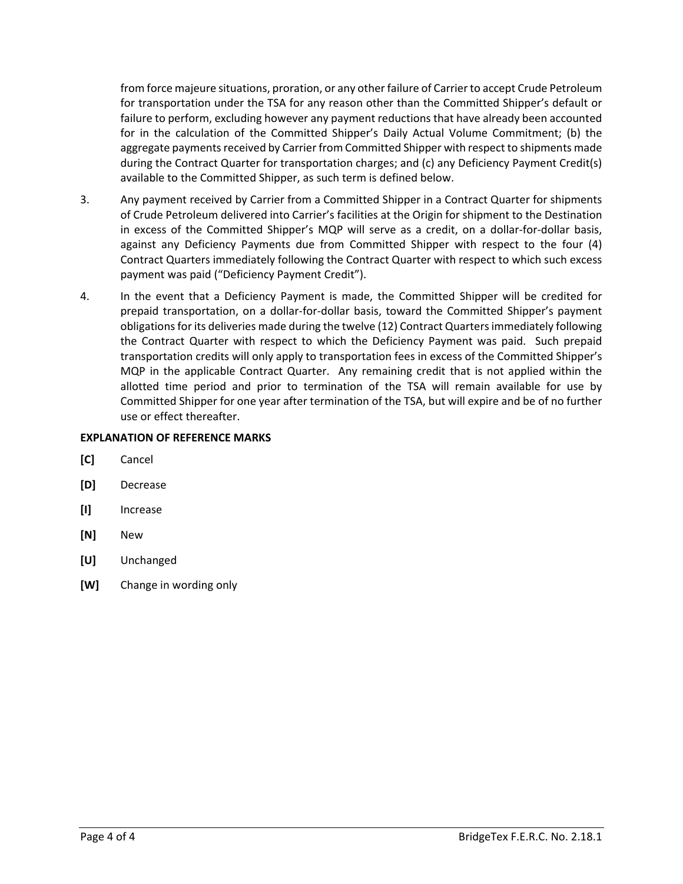from force majeure situations, proration, or any other failure of Carrier to accept Crude Petroleum for transportation under the TSA for any reason other than the Committed Shipper's default or failure to perform, excluding however any payment reductions that have already been accounted for in the calculation of the Committed Shipper's Daily Actual Volume Commitment; (b) the aggregate payments received by Carrier from Committed Shipper with respect to shipments made during the Contract Quarter for transportation charges; and (c) any Deficiency Payment Credit(s) available to the Committed Shipper, as such term is defined below.

3. Any payment received by Carrier from a Committed Shipper in a Contract Quarter for shipments of Crude Petroleum delivered into Carrier's facilities at the Origin for shipment to the Destination in excess of the Committed Shipper's MQP will serve as a credit, on a dollar-for-dollar basis, against any Deficiency Payments due from Committed Shipper with respect to the four (4) Contract Quarters immediately following the Contract Quarter with respect to which such excess payment was paid ("Deficiency Payment Credit").

4. In the event that a Deficiency Payment is made, the Committed Shipper will be credited for prepaid transportation, on a dollar-for-dollar basis, toward the Committed Shipper's payment obligations for its deliveries made during the twelve (12) Contract Quarters immediately following the Contract Quarter with respect to which the Deficiency Payment was paid. Such prepaid transportation credits will only apply to transportation fees in excess of the Committed Shipper's MQP in the applicable Contract Quarter. Any remaining credit that is not applied within the allotted time period and prior to termination of the TSA will remain available for use by Committed Shipper for one year after termination of the TSA, but will expire and be of no further use or effect thereafter.

**EXPLANATION OF REFERENCE MARKS**

**[C]** Cancel

**[D]** Decrease

**[I]** Increase

**[N]** New

**[U]** Unchanged

**[W]** Change in wording only